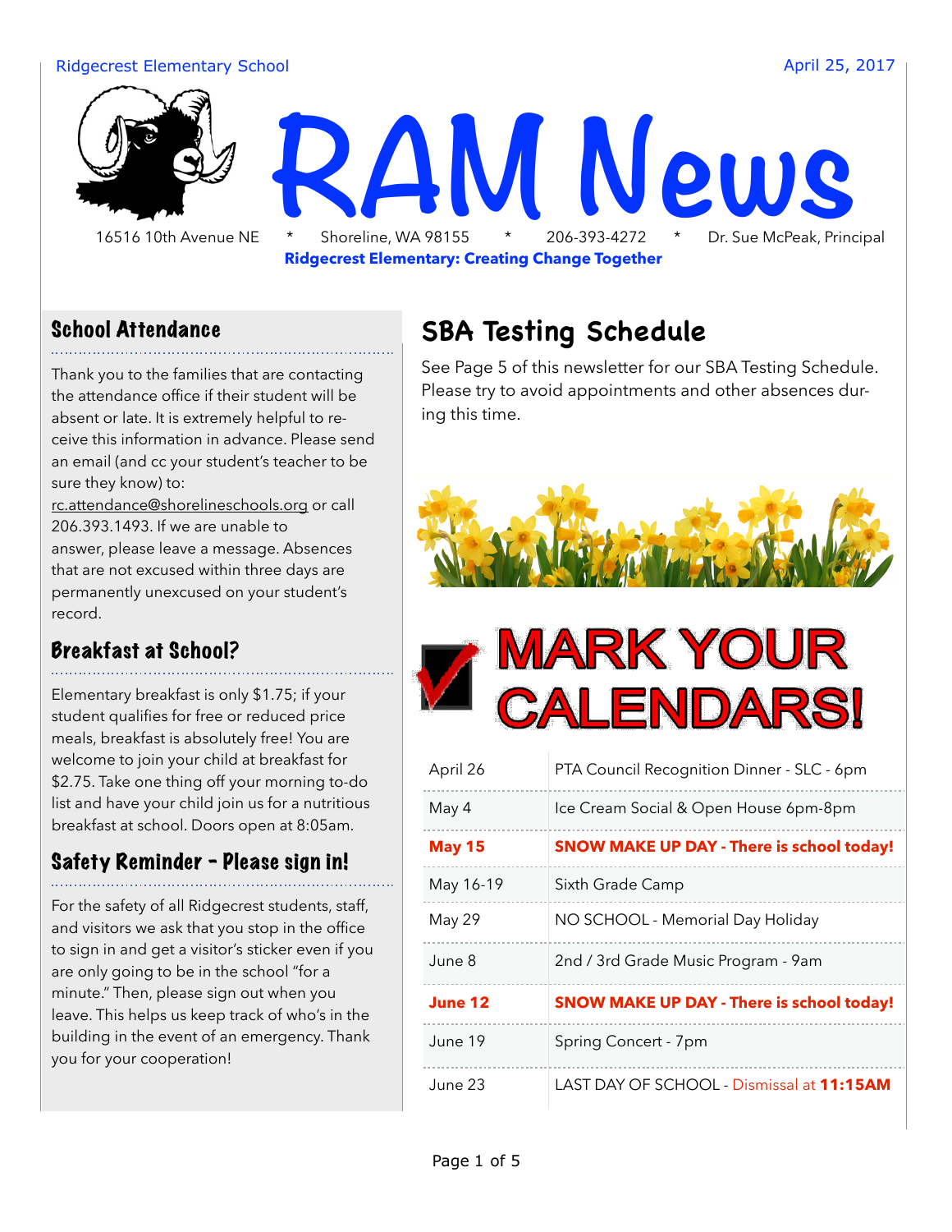Ridgecrest Elementary School

April 25, 2017

# RAM News

16516 10th Avenue NE * Shoreline, WA 98155 * 206-393-4272 * Dr. Sue McPeak, Principal

**Ridgecrest Elementary: Creating Change Together**

## School Attendance

Thank you to the families that are contacting the attendance office if their student will be absent or late. It is extremely helpful to receive this information in advance. Please send an email (and cc your student's teacher to be sure they know) to: rc.attendance@shorelineschools.org or call 206.393.1493. If we are unable to answer, please leave a message. Absences that are not excused within three days are permanently unexcused on your student's record.

## Breakfast at School?

Elementary breakfast is only $1.75; if your student qualifies for free or reduced price meals, breakfast is absolutely free! You are welcome to join your child at breakfast for $2.75. Take one thing off your morning to-do list and have your child join us for a nutritious breakfast at school. Doors open at 8:05am.

## Safety Reminder - Please sign in!

For the safety of all Ridgecrest students, staff, and visitors we ask that you stop in the office to sign in and get a visitor's sticker even if you are only going to be in the school "for a minute." Then, please sign out when you leave. This helps us keep track of who's in the building in the event of an emergency. Thank you for your cooperation!

## SBA Testing Schedule

See Page 5 of this newsletter for our SBA Testing Schedule. Please try to avoid appointments and other absences during this time.

## MARK YOUR CALENDARS!

| | |
|---|---|
| April 26 | PTA Council Recognition Dinner - SLC - 6pm |
| May 4 | Ice Cream Social & Open House 6pm-8pm |
| **May 15** | **SNOW MAKE UP DAY - There is school today!** |
| May 16-19 | Sixth Grade Camp |
| May 29 | NO SCHOOL - Memorial Day Holiday |
| June 8 | 2nd / 3rd Grade Music Program - 9am |
| **June 12** | **SNOW MAKE UP DAY - There is school today!** |
| June 19 | Spring Concert - 7pm |
| June 23 | LAST DAY OF SCHOOL - Dismissal at **11:15AM** |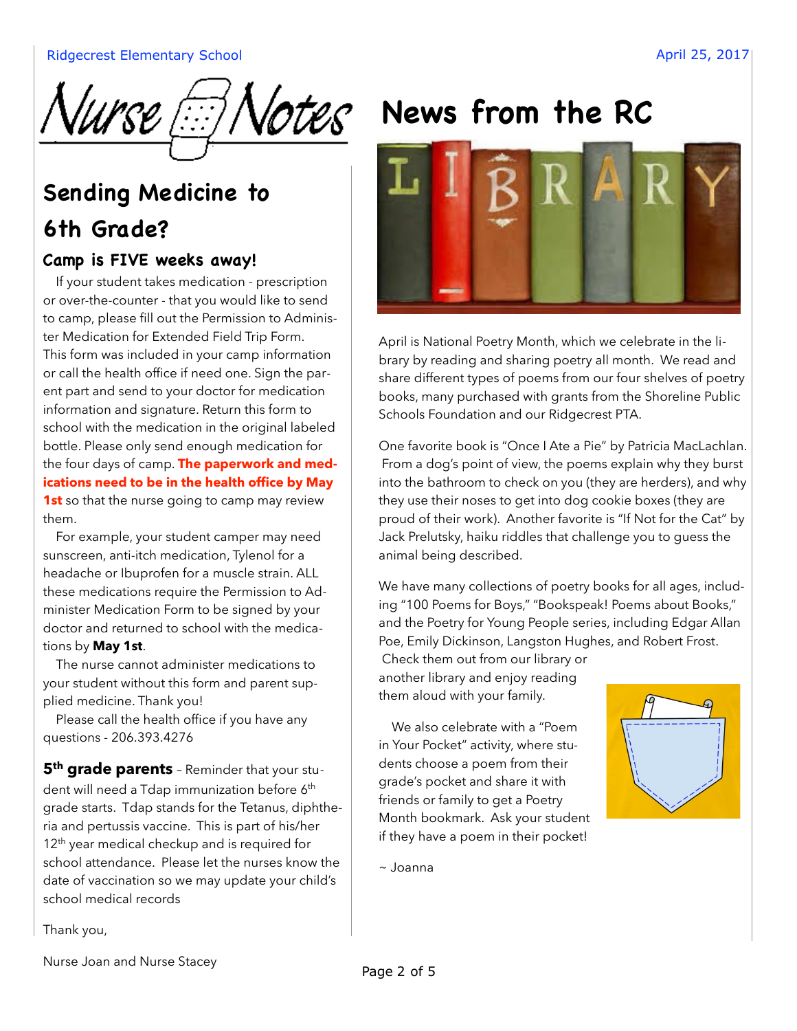# Nurse Notes

## Sending Medicine to 6th Grade?

### Camp is FIVE weeks away!

If your student takes medication - prescription or over-the-counter - that you would like to send to camp, please fill out the Permission to Administer Medication for Extended Field Trip Form. This form was included in your camp information or call the health office if need one. Sign the parent part and send to your doctor for medication information and signature. Return this form to school with the medication in the original labeled bottle. Please only send enough medication for the four days of camp. **The paperwork and medications need to be in the health office by May 1st** so that the nurse going to camp may review them.

For example, your student camper may need sunscreen, anti-itch medication, Tylenol for a headache or Ibuprofen for a muscle strain. ALL these medications require the Permission to Administer Medication Form to be signed by your doctor and returned to school with the medications by **May 1st**.

The nurse cannot administer medications to your student without this form and parent supplied medicine. Thank you!

Please call the health office if you have any questions - 206.393.4276

**5th grade parents** – Reminder that your student will need a Tdap immunization before 6th grade starts. Tdap stands for the Tetanus, diphtheria and pertussis vaccine. This is part of his/her 12th year medical checkup and is required for school attendance. Please let the nurses know the date of vaccination so we may update your child's school medical records

Thank you,

Nurse Joan and Nurse Stacey

# News from the RC

April is National Poetry Month, which we celebrate in the library by reading and sharing poetry all month. We read and share different types of poems from our four shelves of poetry books, many purchased with grants from the Shoreline Public Schools Foundation and our Ridgecrest PTA.

One favorite book is "Once I Ate a Pie" by Patricia MacLachlan. From a dog's point of view, the poems explain why they burst into the bathroom to check on you (they are herders), and why they use their noses to get into dog cookie boxes (they are proud of their work). Another favorite is "If Not for the Cat" by Jack Prelutsky, haiku riddles that challenge you to guess the animal being described.

We have many collections of poetry books for all ages, including "100 Poems for Boys," "Bookspeak! Poems about Books," and the Poetry for Young People series, including Edgar Allan Poe, Emily Dickinson, Langston Hughes, and Robert Frost. Check them out from our library or another library and enjoy reading them aloud with your family.

We also celebrate with a "Poem in Your Pocket" activity, where students choose a poem from their grade's pocket and share it with friends or family to get a Poetry Month bookmark. Ask your student if they have a poem in their pocket!

~ Joanna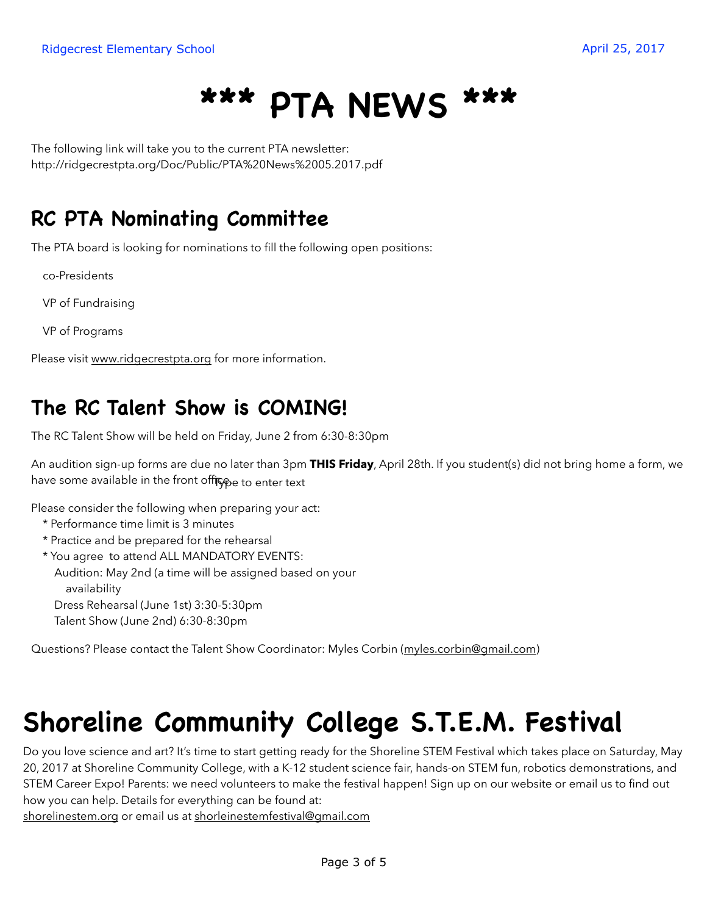# *** PTA NEWS ***

The following link will take you to the current PTA newsletter:
http://ridgecrestpta.org/Doc/Public/PTA%20News%2005.2017.pdf

## RC PTA Nominating Committee

The PTA board is looking for nominations to fill the following open positions:

co-Presidents

VP of Fundraising

VP of Programs

Please visit www.ridgecrestpta.org for more information.

## The RC Talent Show is COMING!

The RC Talent Show will be held on Friday, June 2 from 6:30-8:30pm

An audition sign-up forms are due no later than 3pm **THIS Friday**, April 28th. If you student(s) did not bring home a form, we have some available in the front office. Type to enter text

Please consider the following when preparing your act:

* Performance time limit is 3 minutes
* Practice and be prepared for the rehearsal
* You agree to attend ALL MANDATORY EVENTS:
  Audition: May 2nd (a time will be assigned based on your availability
  Dress Rehearsal (June 1st) 3:30-5:30pm
  Talent Show (June 2nd) 6:30-8:30pm

Questions? Please contact the Talent Show Coordinator: Myles Corbin (myles.corbin@gmail.com)

# Shoreline Community College S.T.E.M. Festival

Do you love science and art? It's time to start getting ready for the Shoreline STEM Festival which takes place on Saturday, May 20, 2017 at Shoreline Community College, with a K-12 student science fair, hands-on STEM fun, robotics demonstrations, and STEM Career Expo! Parents: we need volunteers to make the festival happen! Sign up on our website or email us to find out how you can help. Details for everything can be found at:
shorelinestem.org or email us at shorleinestemfestival@gmail.com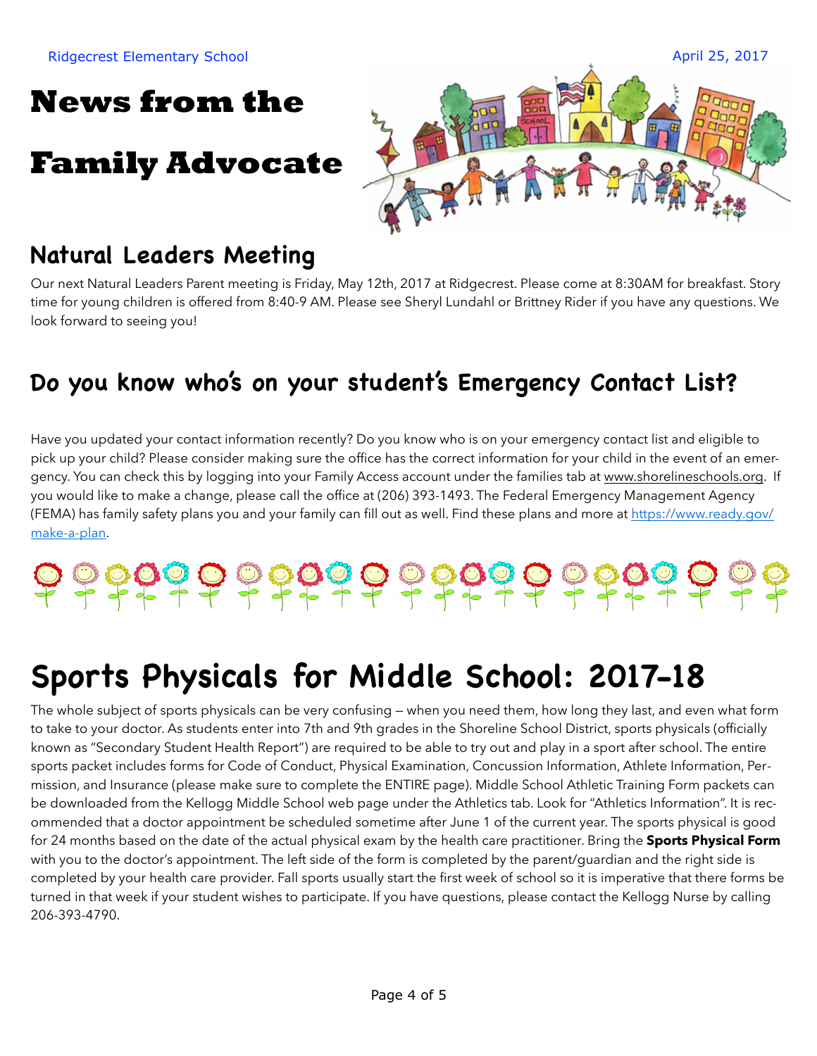Ridgecrest Elementary School April 25, 2017

# News from the Family Advocate

## Natural Leaders Meeting

Our next Natural Leaders Parent meeting is Friday, May 12th, 2017 at Ridgecrest. Please come at 8:30AM for breakfast. Story time for young children is offered from 8:40-9 AM. Please see Sheryl Lundahl or Brittney Rider if you have any questions. We look forward to seeing you!

## Do you know who's on your student's Emergency Contact List?

Have you updated your contact information recently? Do you know who is on your emergency contact list and eligible to pick up your child? Please consider making sure the office has the correct information for your child in the event of an emergency. You can check this by logging into your Family Access account under the families tab at www.shorelineschools.org. If you would like to make a change, please call the office at (206) 393-1493. The Federal Emergency Management Agency (FEMA) has family safety plans you and your family can fill out as well. Find these plans and more at https://www.ready.gov/make-a-plan.

# Sports Physicals for Middle School: 2017-18

The whole subject of sports physicals can be very confusing — when you need them, how long they last, and even what form to take to your doctor. As students enter into 7th and 9th grades in the Shoreline School District, sports physicals (officially known as "Secondary Student Health Report") are required to be able to try out and play in a sport after school. The entire sports packet includes forms for Code of Conduct, Physical Examination, Concussion Information, Athlete Information, Permission, and Insurance (please make sure to complete the ENTIRE page). Middle School Athletic Training Form packets can be downloaded from the Kellogg Middle School web page under the Athletics tab. Look for "Athletics Information". It is recommended that a doctor appointment be scheduled sometime after June 1 of the current year. The sports physical is good for 24 months based on the date of the actual physical exam by the health care practitioner. Bring the **Sports Physical Form** with you to the doctor's appointment. The left side of the form is completed by the parent/guardian and the right side is completed by your health care provider. Fall sports usually start the first week of school so it is imperative that there forms be turned in that week if your student wishes to participate. If you have questions, please contact the Kellogg Nurse by calling 206-393-4790.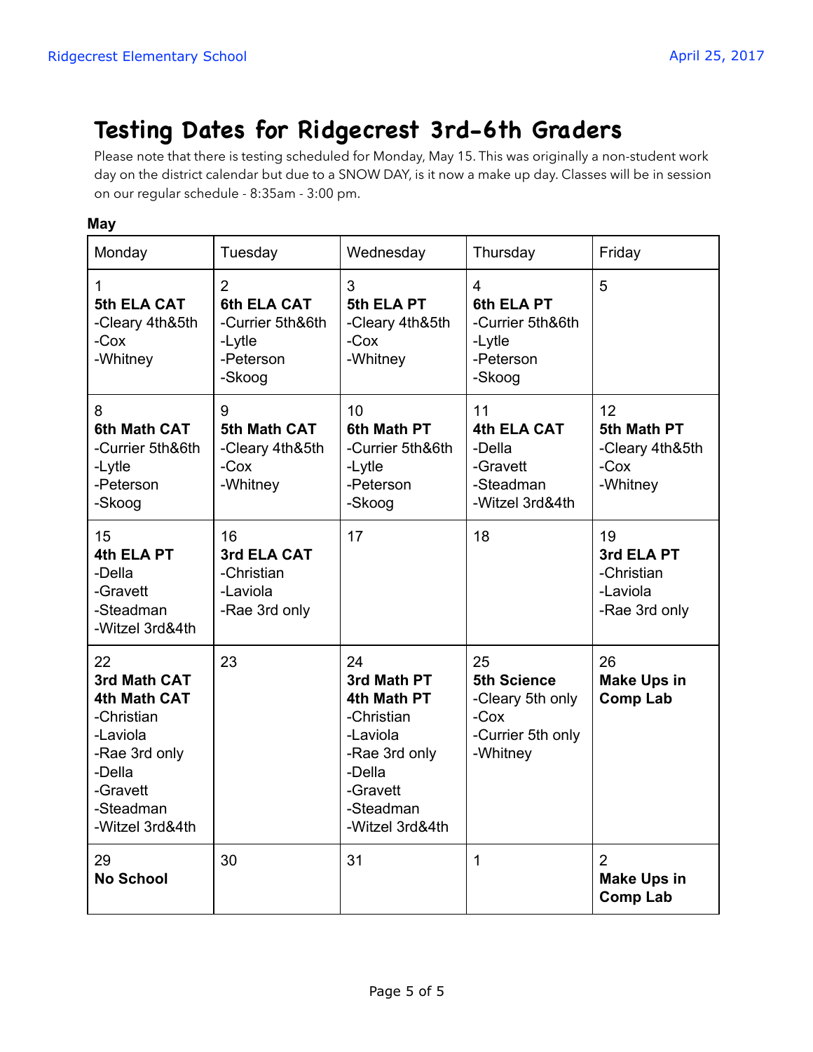# Testing Dates for Ridgecrest 3rd-6th Graders

Please note that there is testing scheduled for Monday, May 15. This was originally a non-student work day on the district calendar but due to a SNOW DAY, is it now a make up day. Classes will be in session on our regular schedule - 8:35am - 3:00 pm.

**May**

| Monday | Tuesday | Wednesday | Thursday | Friday |
|---|---|---|---|---|
| 1<br>**5th ELA CAT**<br>-Cleary 4th&5th<br>-Cox<br>-Whitney | 2<br>**6th ELA CAT**<br>-Currier 5th&6th<br>-Lytle<br>-Peterson<br>-Skoog | 3<br>**5th ELA PT**<br>-Cleary 4th&5th<br>-Cox<br>-Whitney | 4<br>**6th ELA PT**<br>-Currier 5th&6th<br>-Lytle<br>-Peterson<br>-Skoog | 5 |
| 8<br>**6th Math CAT**<br>-Currier 5th&6th<br>-Lytle<br>-Peterson<br>-Skoog | 9<br>**5th Math CAT**<br>-Cleary 4th&5th<br>-Cox<br>-Whitney | 10<br>**6th Math PT**<br>-Currier 5th&6th<br>-Lytle<br>-Peterson<br>-Skoog | 11<br>**4th ELA CAT**<br>-Della<br>-Gravett<br>-Steadman<br>-Witzel 3rd&4th | 12<br>**5th Math PT**<br>-Cleary 4th&5th<br>-Cox<br>-Whitney |
| 15<br>**4th ELA PT**<br>-Della<br>-Gravett<br>-Steadman<br>-Witzel 3rd&4th | 16<br>**3rd ELA CAT**<br>-Christian<br>-Laviola<br>-Rae 3rd only | 17 | 18 | 19<br>**3rd ELA PT**<br>-Christian<br>-Laviola<br>-Rae 3rd only |
| 22<br>**3rd Math CAT**<br>**4th Math CAT**<br>-Christian<br>-Laviola<br>-Rae 3rd only<br>-Della<br>-Gravett<br>-Steadman<br>-Witzel 3rd&4th | 23 | 24<br>**3rd Math PT**<br>**4th Math PT**<br>-Christian<br>-Laviola<br>-Rae 3rd only<br>-Della<br>-Gravett<br>-Steadman<br>-Witzel 3rd&4th | 25<br>**5th Science**<br>-Cleary 5th only<br>-Cox<br>-Currier 5th only<br>-Whitney | 26<br>**Make Ups in Comp Lab** |
| 29<br>**No School** | 30 | 31 | 1 | 2<br>**Make Ups in Comp Lab** |